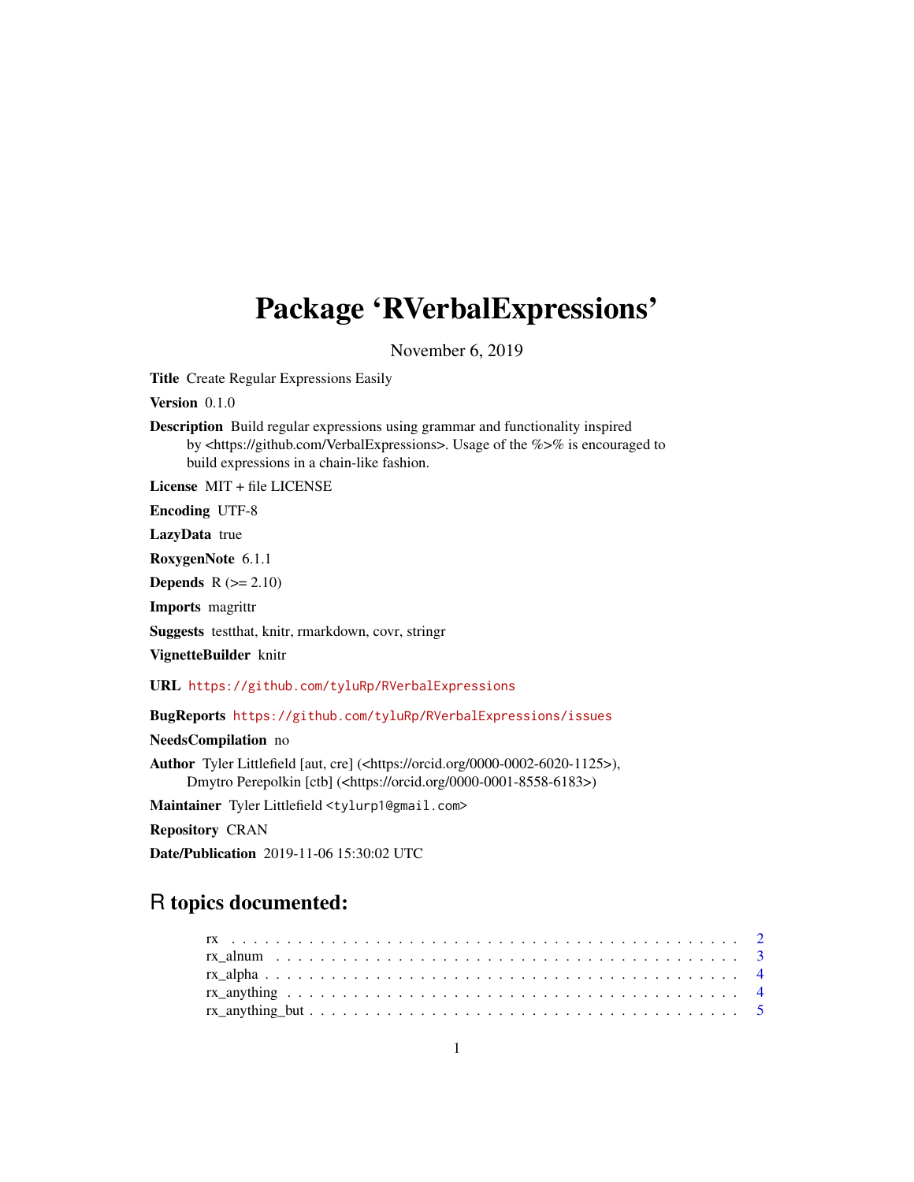# Package 'RVerbalExpressions'

November 6, 2019

**Title** Create Regular Expressions Easily

**Version** 0.1.0

**Description** Build regular expressions using grammar and functionality inspired by <https://github.com/VerbalExpressions>. Usage of the %>% is encouraged to build expressions in a chain-like fashion.

**License** MIT + file LICENSE

**Encoding** UTF-8

**LazyData** true

**RoxygenNote** 6.1.1

**Depends** R (>= 2.10)

**Imports** magrittr

**Suggests** testthat, knitr, rmarkdown, covr, stringr

**VignetteBuilder** knitr

**URL** https://github.com/tyluRp/RVerbalExpressions

**BugReports** https://github.com/tyluRp/RVerbalExpressions/issues

**NeedsCompilation** no

**Author** Tyler Littlefield [aut, cre] (<https://orcid.org/0000-0002-6020-1125>), Dmytro Perepolkin [ctb] (<https://orcid.org/0000-0001-8558-6183>)

**Maintainer** Tyler Littlefield <tylurp1@gmail.com>

**Repository** CRAN

**Date/Publication** 2019-11-06 15:30:02 UTC

## R topics documented:

- rx . . . . . . . . . . . . . . . . . . . . . . . . . . . . . . . . . . . . . . . . . . 2
- rx_alnum . . . . . . . . . . . . . . . . . . . . . . . . . . . . . . . . . . . . . . . 3
- rx_alpha . . . . . . . . . . . . . . . . . . . . . . . . . . . . . . . . . . . . . . . 4
- rx_anything . . . . . . . . . . . . . . . . . . . . . . . . . . . . . . . . . . . . . 4
- rx_anything_but . . . . . . . . . . . . . . . . . . . . . . . . . . . . . . . . . . 5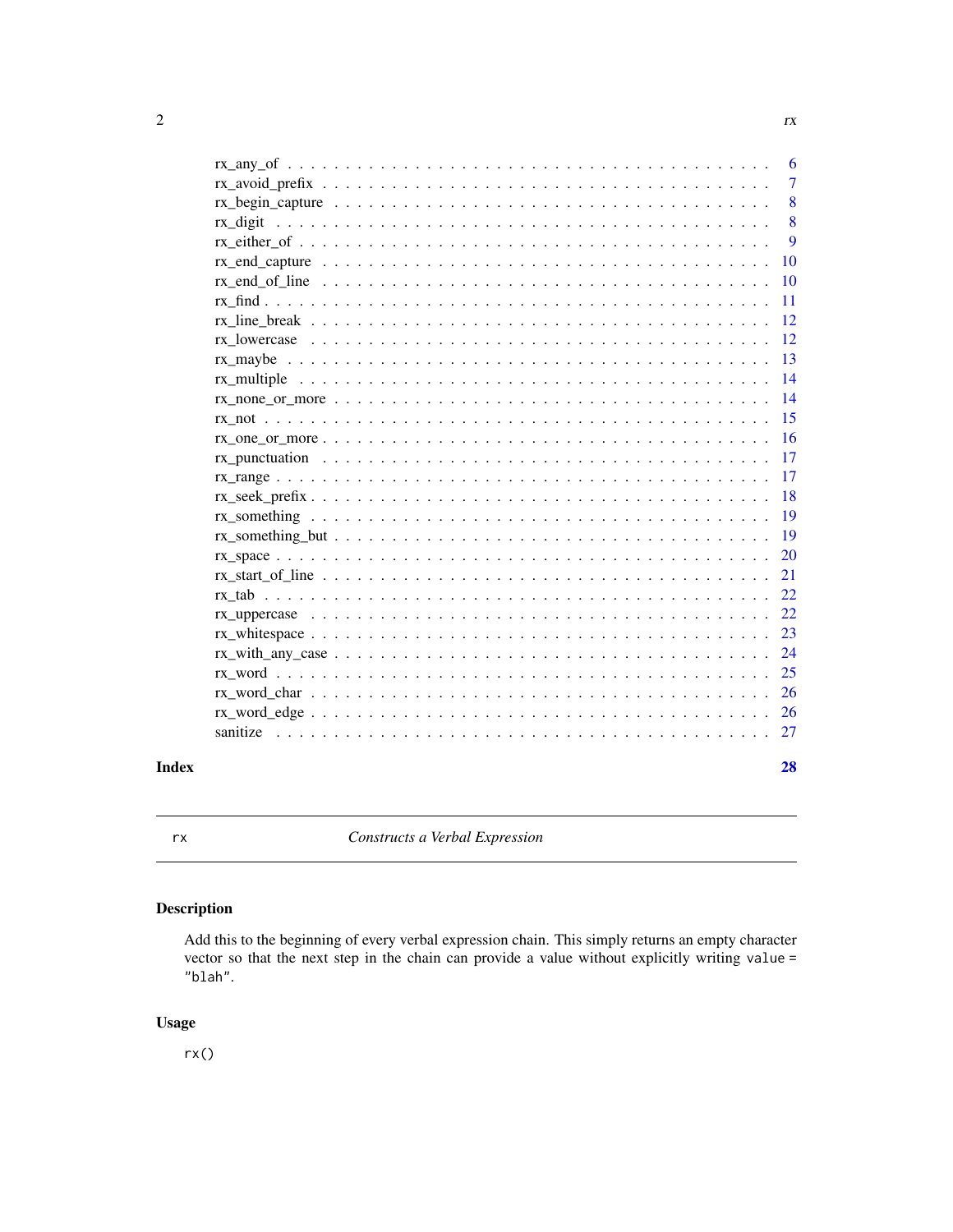| | |
|---|---|
| rx_any_of | 6 |
| rx_avoid_prefix | 7 |
| rx_begin_capture | 8 |
| rx_digit | 8 |
| rx_either_of | 9 |
| rx_end_capture | 10 |
| rx_end_of_line | 10 |
| rx_find | 11 |
| rx_line_break | 12 |
| rx_lowercase | 12 |
| rx_maybe | 13 |
| rx_multiple | 14 |
| rx_none_or_more | 14 |
| rx_not | 15 |
| rx_one_or_more | 16 |
| rx_punctuation | 17 |
| rx_range | 17 |
| rx_seek_prefix | 18 |
| rx_something | 19 |
| rx_something_but | 19 |
| rx_space | 20 |
| rx_start_of_line | 21 |
| rx_tab | 22 |
| rx_uppercase | 22 |
| rx_whitespace | 23 |
| rx_with_any_case | 24 |
| rx_word | 25 |
| rx_word_char | 26 |
| rx_word_edge | 26 |
| sanitize | 27 |

**Index** **28**

---

`rx` *Constructs a Verbal Expression*

---

## Description

Add this to the beginning of every verbal expression chain. This simply returns an empty character vector so that the next step in the chain can provide a value without explicitly writing `value = "blah"`.

## Usage

```
rx()
```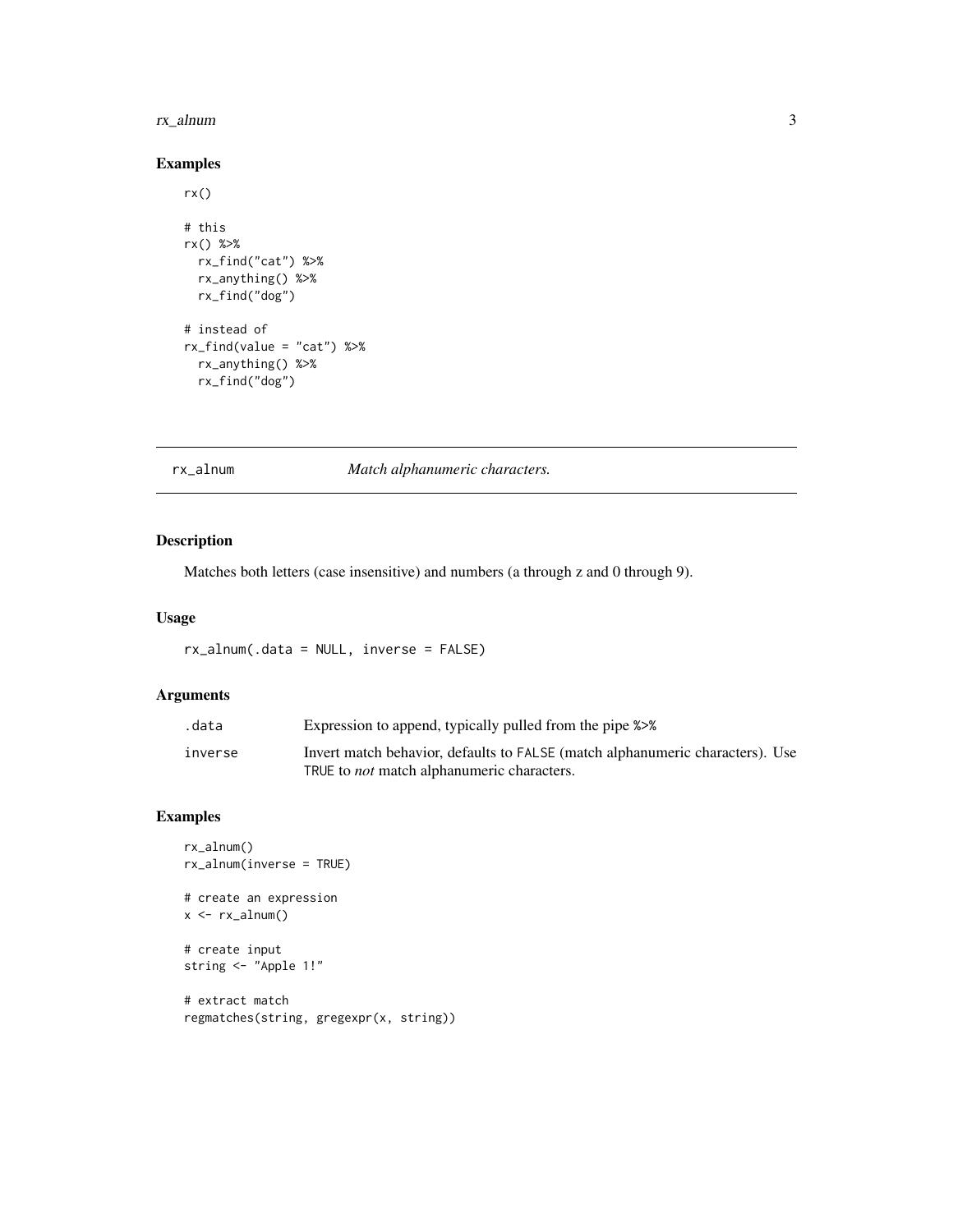## Examples

```
rx()

# this
rx() %>%
  rx_find("cat") %>%
  rx_anything() %>%
  rx_find("dog")

# instead of
rx_find(value = "cat") %>%
  rx_anything() %>%
  rx_find("dog")
```

---

# rx_alnum — *Match alphanumeric characters.*

## Description

Matches both letters (case insensitive) and numbers (a through z and 0 through 9).

## Usage

```
rx_alnum(.data = NULL, inverse = FALSE)
```

## Arguments

| | |
|---|---|
| `.data` | Expression to append, typically pulled from the pipe `%>%` |
| `inverse` | Invert match behavior, defaults to `FALSE` (match alphanumeric characters). Use `TRUE` to *not* match alphanumeric characters. |

## Examples

```
rx_alnum()
rx_alnum(inverse = TRUE)

# create an expression
x <- rx_alnum()

# create input
string <- "Apple 1!"

# extract match
regmatches(string, gregexpr(x, string))
```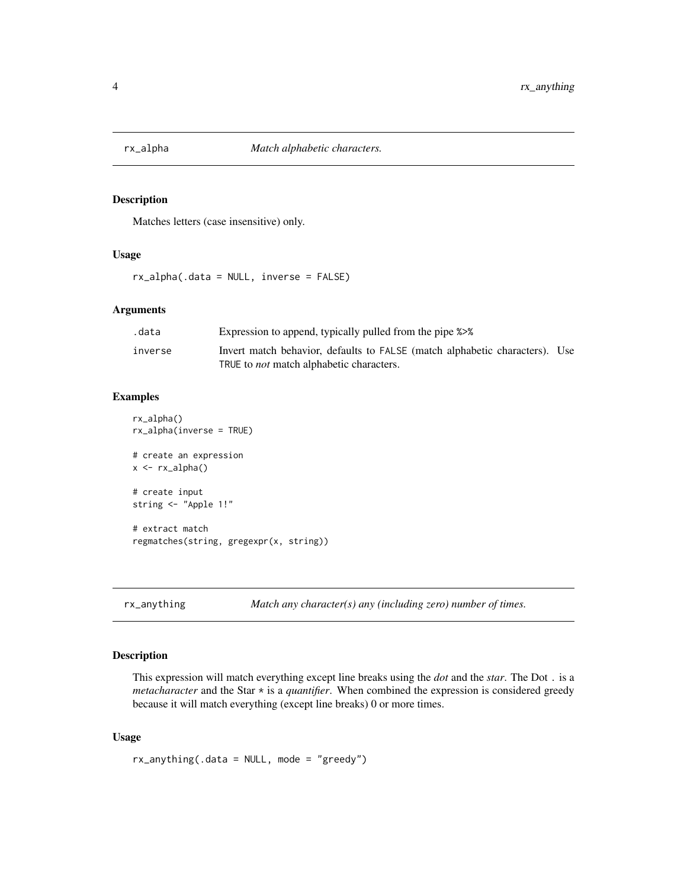## rx_alpha — *Match alphabetic characters.*

### Description

Matches letters (case insensitive) only.

### Usage

```
rx_alpha(.data = NULL, inverse = FALSE)
```

### Arguments

| | |
|---|---|
| `.data` | Expression to append, typically pulled from the pipe `%>%` |
| `inverse` | Invert match behavior, defaults to `FALSE` (match alphabetic characters). Use `TRUE` to *not* match alphabetic characters. |

### Examples

```
rx_alpha()
rx_alpha(inverse = TRUE)

# create an expression
x <- rx_alpha()

# create input
string <- "Apple 1!"

# extract match
regmatches(string, gregexpr(x, string))
```

## rx_anything — *Match any character(s) any (including zero) number of times.*

### Description

This expression will match everything except line breaks using the *dot* and the *star*. The Dot `.` is a *metacharacter* and the Star `*` is a *quantifier*. When combined the expression is considered greedy because it will match everything (except line breaks) 0 or more times.

### Usage

```
rx_anything(.data = NULL, mode = "greedy")
```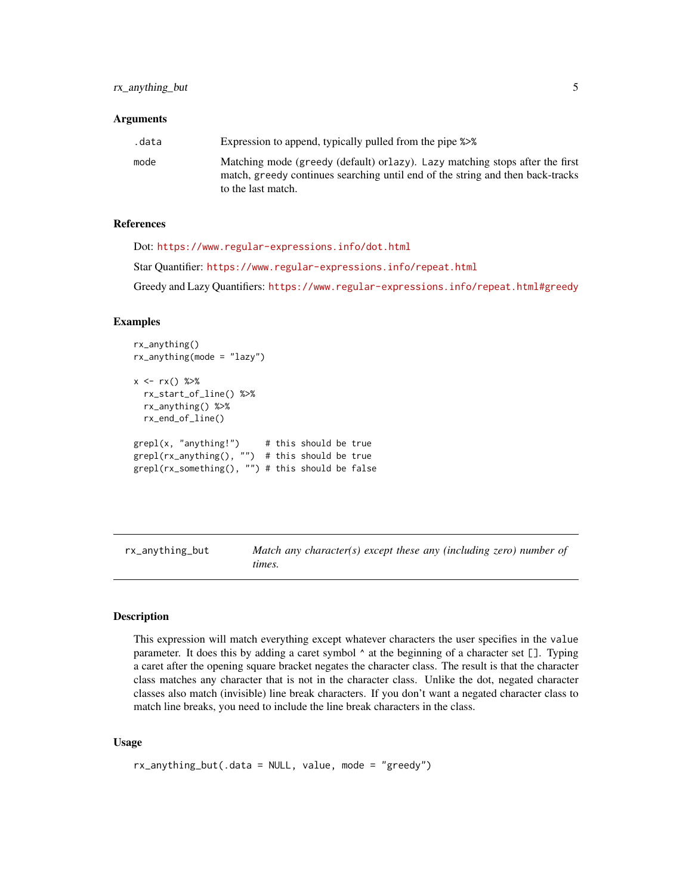### Arguments

| | |
|---|---|
| .data | Expression to append, typically pulled from the pipe %>% |
| mode | Matching mode (greedy (default) orlazy). Lazy matching stops after the first match, greedy continues searching until end of the string and then back-tracks to the last match. |

### References

Dot: https://www.regular-expressions.info/dot.html

Star Quantifier: https://www.regular-expressions.info/repeat.html

Greedy and Lazy Quantifiers: https://www.regular-expressions.info/repeat.html#greedy

### Examples

```
rx_anything()
rx_anything(mode = "lazy")

x <- rx() %>%
  rx_start_of_line() %>%
  rx_anything() %>%
  rx_end_of_line()

grepl(x, "anything!")     # this should be true
grepl(rx_anything(), "")  # this should be true
grepl(rx_something(), "") # this should be false
```

---

## rx_anything_but — *Match any character(s) except these any (including zero) number of times.*

### Description

This expression will match everything except whatever characters the user specifies in the value parameter. It does this by adding a caret symbol ^ at the beginning of a character set []. Typing a caret after the opening square bracket negates the character class. The result is that the character class matches any character that is not in the character class. Unlike the dot, negated character classes also match (invisible) line break characters. If you don't want a negated character class to match line breaks, you need to include the line break characters in the class.

### Usage

```
rx_anything_but(.data = NULL, value, mode = "greedy")
```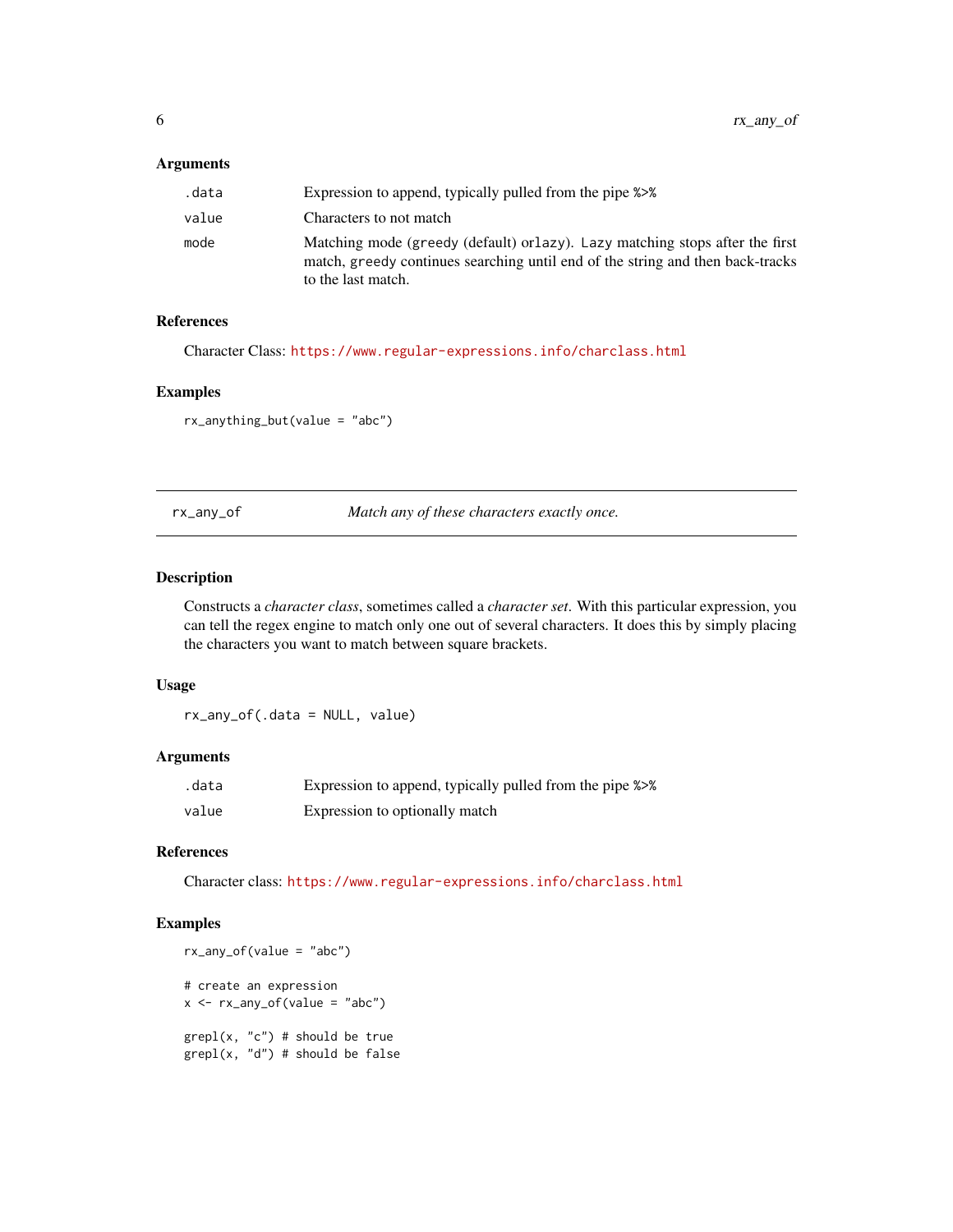### Arguments

| | |
|---|---|
| `.data` | Expression to append, typically pulled from the pipe `%>%` |
| `value` | Characters to not match |
| `mode` | Matching mode (`greedy` (default) or`lazy`). `Lazy` matching stops after the first match, `greedy` continues searching until end of the string and then back-tracks to the last match. |

### References

Character Class: https://www.regular-expressions.info/charclass.html

### Examples

```
rx_anything_but(value = "abc")
```

---

## rx_any_of — *Match any of these characters exactly once.*

---

### Description

Constructs a *character class*, sometimes called a *character set*. With this particular expression, you can tell the regex engine to match only one out of several characters. It does this by simply placing the characters you want to match between square brackets.

### Usage

```
rx_any_of(.data = NULL, value)
```

### Arguments

| | |
|---|---|
| `.data` | Expression to append, typically pulled from the pipe `%>%` |
| `value` | Expression to optionally match |

### References

Character class: https://www.regular-expressions.info/charclass.html

### Examples

```
rx_any_of(value = "abc")

# create an expression
x <- rx_any_of(value = "abc")

grepl(x, "c") # should be true
grepl(x, "d") # should be false
```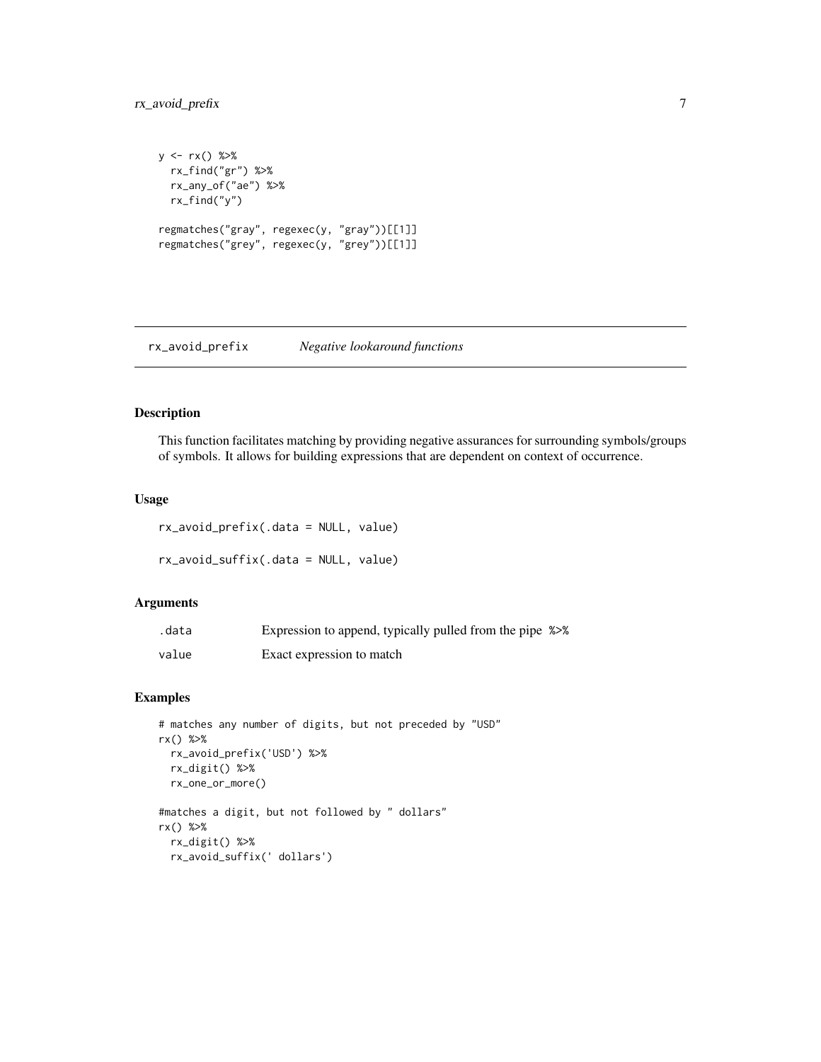```
y <- rx() %>%
  rx_find("gr") %>%
  rx_any_of("ae") %>%
  rx_find("y")

regmatches("gray", regexec(y, "gray"))[[1]]
regmatches("grey", regexec(y, "grey"))[[1]]
```

## rx_avoid_prefix    *Negative lookaround functions*

### Description

This function facilitates matching by providing negative assurances for surrounding symbols/groups of symbols. It allows for building expressions that are dependent on context of occurrence.

### Usage

```
rx_avoid_prefix(.data = NULL, value)

rx_avoid_suffix(.data = NULL, value)
```

### Arguments

| | |
|---|---|
| .data | Expression to append, typically pulled from the pipe %>% |
| value | Exact expression to match |

### Examples

```
# matches any number of digits, but not preceded by "USD"
rx() %>%
  rx_avoid_prefix('USD') %>%
  rx_digit() %>%
  rx_one_or_more()

#matches a digit, but not followed by " dollars"
rx() %>%
  rx_digit() %>%
  rx_avoid_suffix(' dollars')
```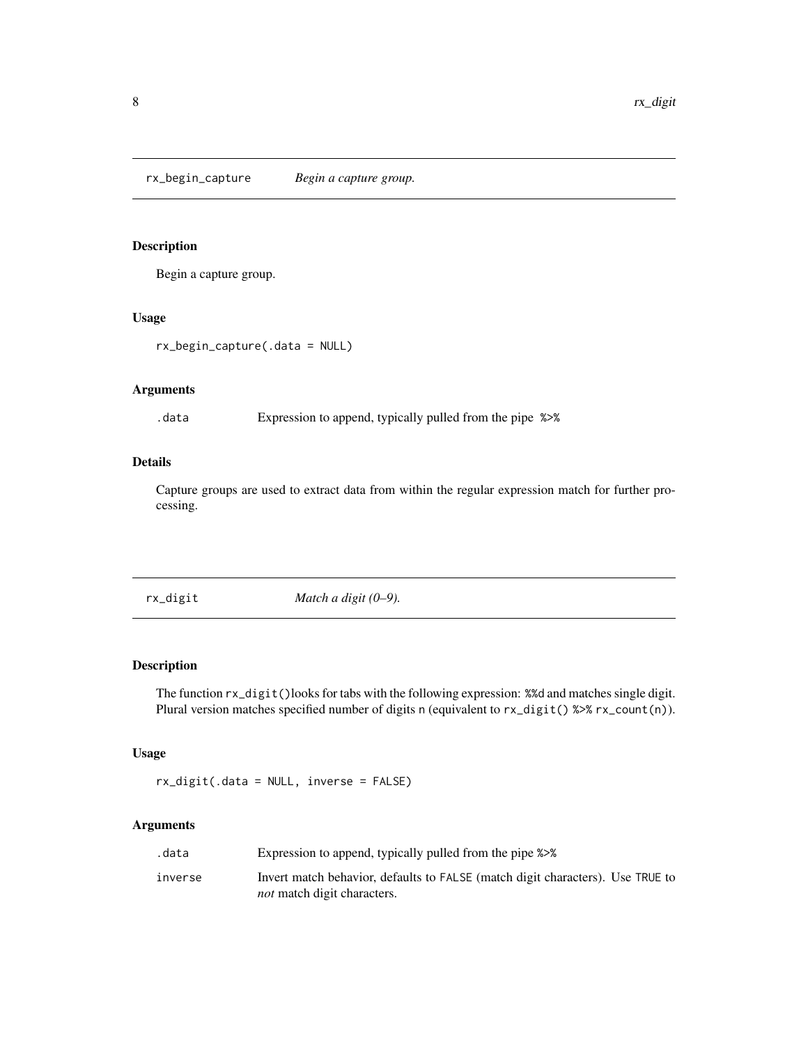## rx_begin_capture *Begin a capture group.*

### Description

Begin a capture group.

### Usage

```
rx_begin_capture(.data = NULL)
```

### Arguments

| | |
|---|---|
| .data | Expression to append, typically pulled from the pipe %>% |

### Details

Capture groups are used to extract data from within the regular expression match for further processing.

## rx_digit *Match a digit (0–9).*

### Description

The function rx_digit()looks for tabs with the following expression: %%d and matches single digit. Plural version matches specified number of digits n (equivalent to rx_digit() %>% rx_count(n)).

### Usage

```
rx_digit(.data = NULL, inverse = FALSE)
```

### Arguments

| | |
|---|---|
| .data | Expression to append, typically pulled from the pipe %>% |
| inverse | Invert match behavior, defaults to FALSE (match digit characters). Use TRUE to *not* match digit characters. |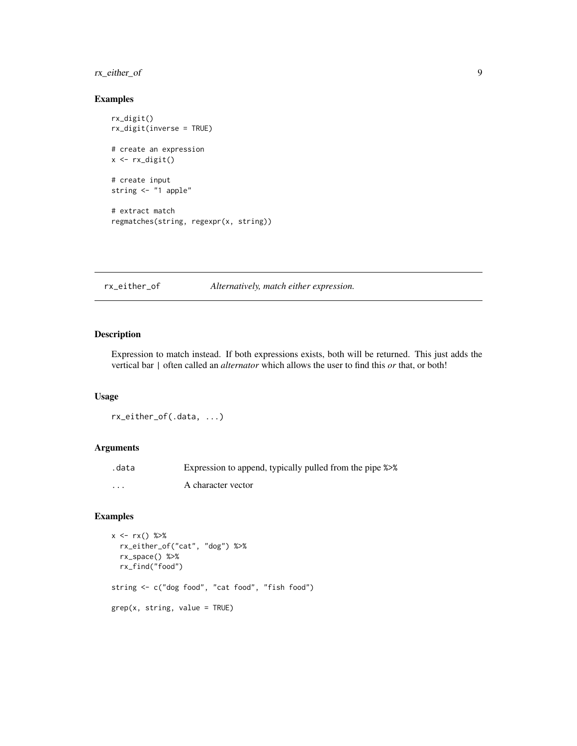## Examples

```
rx_digit()
rx_digit(inverse = TRUE)

# create an expression
x <- rx_digit()

# create input
string <- "1 apple"

# extract match
regmatches(string, regexpr(x, string))
```

---

## rx_either_of — *Alternatively, match either expression.*

---

### Description

Expression to match instead. If both expressions exists, both will be returned. This just adds the vertical bar | often called an *alternator* which allows the user to find this *or* that, or both!

### Usage

```
rx_either_of(.data, ...)
```

### Arguments

| | |
|---|---|
| `.data` | Expression to append, typically pulled from the pipe %>% |
| `...` | A character vector |

### Examples

```
x <- rx() %>%
  rx_either_of("cat", "dog") %>%
  rx_space() %>%
  rx_find("food")

string <- c("dog food", "cat food", "fish food")

grep(x, string, value = TRUE)
```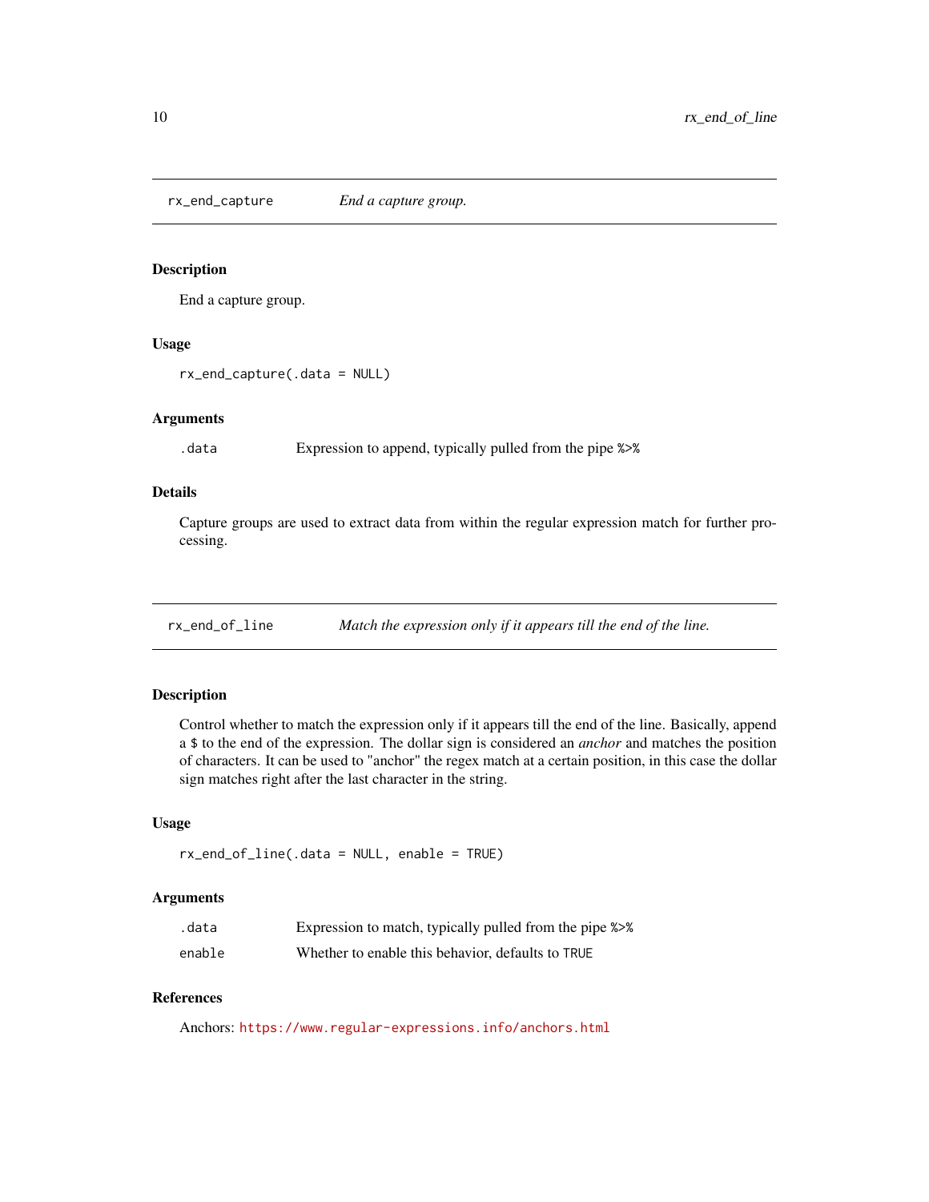## rx_end_capture — *End a capture group.*

### Description

End a capture group.

### Usage

```
rx_end_capture(.data = NULL)
```

### Arguments

| | |
|---|---|
| `.data` | Expression to append, typically pulled from the pipe `%>%` |

### Details

Capture groups are used to extract data from within the regular expression match for further processing.

## rx_end_of_line — *Match the expression only if it appears till the end of the line.*

### Description

Control whether to match the expression only if it appears till the end of the line. Basically, append a `$` to the end of the expression. The dollar sign is considered an *anchor* and matches the position of characters. It can be used to "anchor" the regex match at a certain position, in this case the dollar sign matches right after the last character in the string.

### Usage

```
rx_end_of_line(.data = NULL, enable = TRUE)
```

### Arguments

| | |
|---|---|
| `.data` | Expression to match, typically pulled from the pipe `%>%` |
| `enable` | Whether to enable this behavior, defaults to `TRUE` |

### References

Anchors: https://www.regular-expressions.info/anchors.html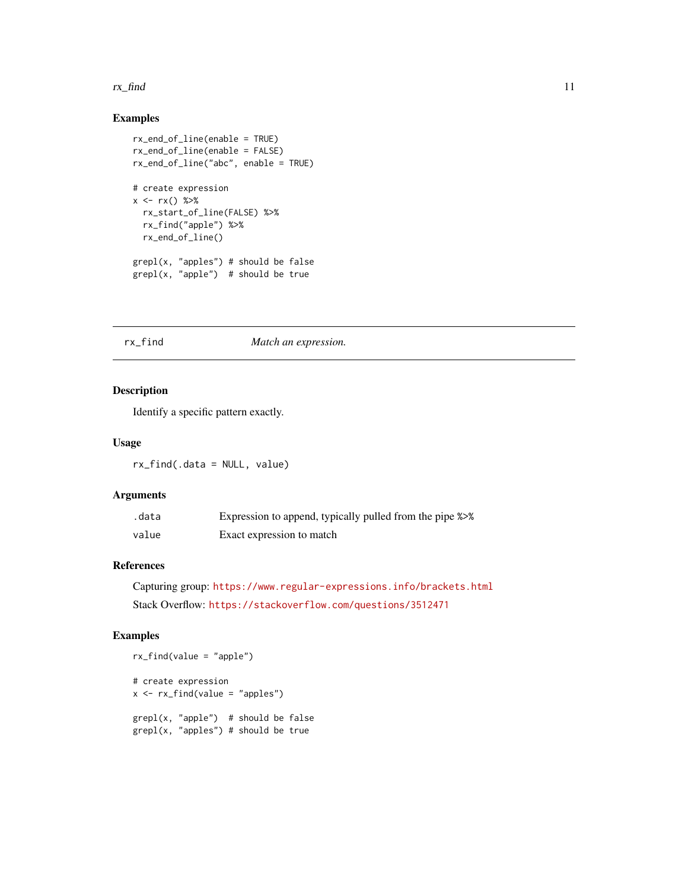### Examples

```
rx_end_of_line(enable = TRUE)
rx_end_of_line(enable = FALSE)
rx_end_of_line("abc", enable = TRUE)

# create expression
x <- rx() %>%
  rx_start_of_line(FALSE) %>%
  rx_find("apple") %>%
  rx_end_of_line()

grepl(x, "apples") # should be false
grepl(x, "apple")  # should be true
```

---

## rx_find *Match an expression.*

---

### Description

Identify a specific pattern exactly.

### Usage

```
rx_find(.data = NULL, value)
```

### Arguments

| | |
|---|---|
| `.data` | Expression to append, typically pulled from the pipe `%>%` |
| `value` | Exact expression to match |

### References

Capturing group: https://www.regular-expressions.info/brackets.html

Stack Overflow: https://stackoverflow.com/questions/3512471

### Examples

```
rx_find(value = "apple")

# create expression
x <- rx_find(value = "apples")

grepl(x, "apple")  # should be false
grepl(x, "apples") # should be true
```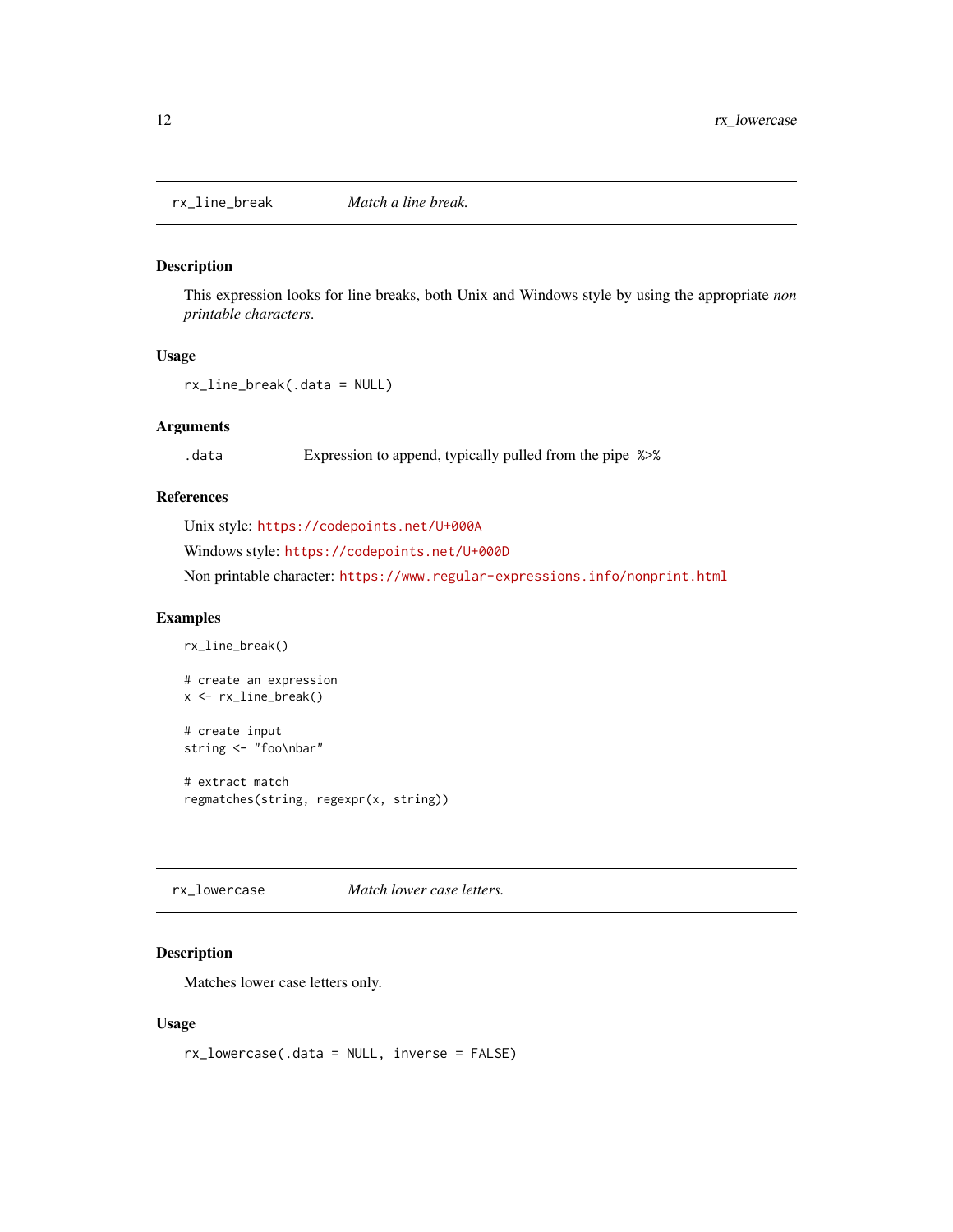## rx_line_break    *Match a line break.*

### Description

This expression looks for line breaks, both Unix and Windows style by using the appropriate *non printable characters*.

### Usage

```
rx_line_break(.data = NULL)
```

### Arguments

| | |
|---|---|
| `.data` | Expression to append, typically pulled from the pipe `%>%` |

### References

Unix style: https://codepoints.net/U+000A

Windows style: https://codepoints.net/U+000D

Non printable character: https://www.regular-expressions.info/nonprint.html

### Examples

```
rx_line_break()

# create an expression
x <- rx_line_break()

# create input
string <- "foo\nbar"

# extract match
regmatches(string, regexpr(x, string))
```

## rx_lowercase    *Match lower case letters.*

### Description

Matches lower case letters only.

### Usage

```
rx_lowercase(.data = NULL, inverse = FALSE)
```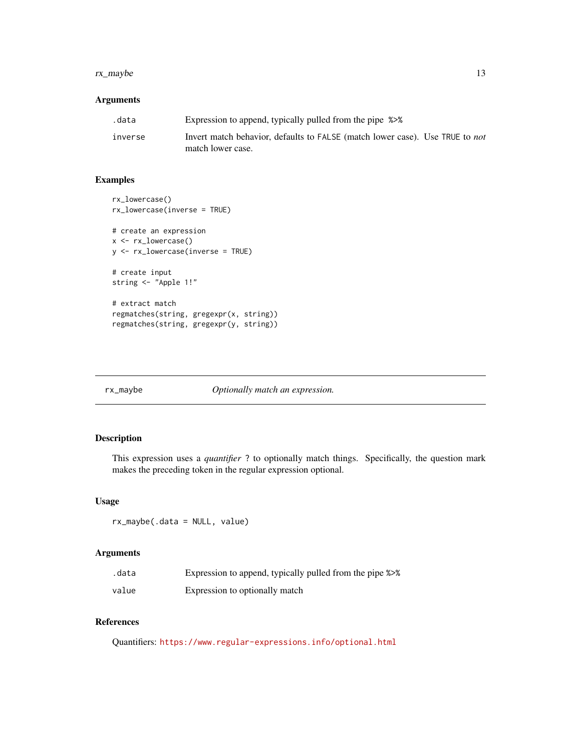### Arguments

| | |
|---|---|
| .data | Expression to append, typically pulled from the pipe %>% |
| inverse | Invert match behavior, defaults to FALSE (match lower case). Use TRUE to *not* match lower case. |

### Examples

```
rx_lowercase()
rx_lowercase(inverse = TRUE)

# create an expression
x <- rx_lowercase()
y <- rx_lowercase(inverse = TRUE)

# create input
string <- "Apple 1!"

# extract match
regmatches(string, gregexpr(x, string))
regmatches(string, gregexpr(y, string))
```

---

## rx_maybe *Optionally match an expression.*

---

### Description

This expression uses a *quantifier* ? to optionally match things. Specifically, the question mark makes the preceding token in the regular expression optional.

### Usage

```
rx_maybe(.data = NULL, value)
```

### Arguments

| | |
|---|---|
| .data | Expression to append, typically pulled from the pipe %>% |
| value | Expression to optionally match |

### References

Quantifiers: https://www.regular-expressions.info/optional.html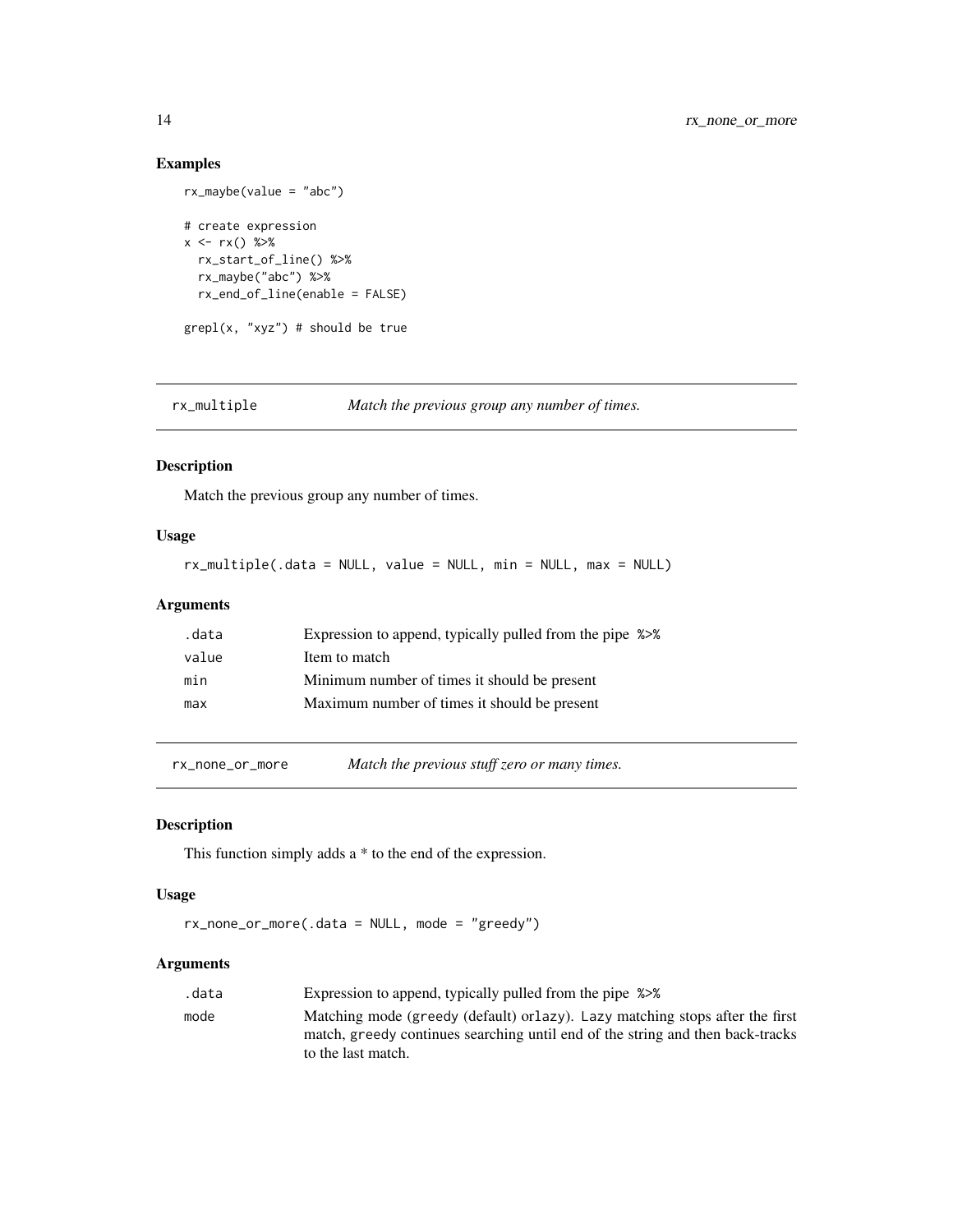## Examples

```
rx_maybe(value = "abc")

# create expression
x <- rx() %>%
  rx_start_of_line() %>%
  rx_maybe("abc") %>%
  rx_end_of_line(enable = FALSE)

grepl(x, "xyz") # should be true
```

---

## rx_multiple — *Match the previous group any number of times.*

### Description

Match the previous group any number of times.

### Usage

```
rx_multiple(.data = NULL, value = NULL, min = NULL, max = NULL)
```

### Arguments

| | |
|---|---|
| .data | Expression to append, typically pulled from the pipe %>% |
| value | Item to match |
| min | Minimum number of times it should be present |
| max | Maximum number of times it should be present |

---

## rx_none_or_more — *Match the previous stuff zero or many times.*

### Description

This function simply adds a * to the end of the expression.

### Usage

```
rx_none_or_more(.data = NULL, mode = "greedy")
```

### Arguments

| | |
|---|---|
| .data | Expression to append, typically pulled from the pipe %>% |
| mode | Matching mode (greedy (default) orlazy). Lazy matching stops after the first match, greedy continues searching until end of the string and then back-tracks to the last match. |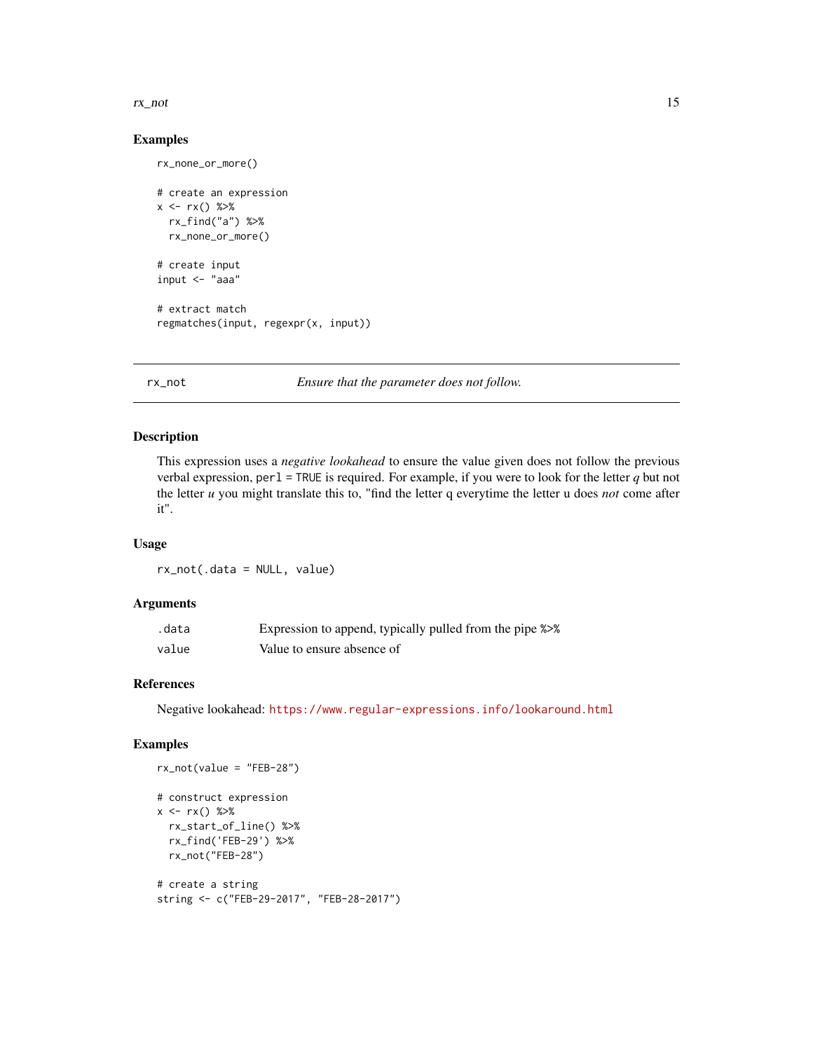### Examples

```
rx_none_or_more()

# create an expression
x <- rx() %>%
  rx_find("a") %>%
  rx_none_or_more()

# create input
input <- "aaa"

# extract match
regmatches(input, regexpr(x, input))
```

---

## rx_not — *Ensure that the parameter does not follow.*

---

### Description

This expression uses a *negative lookahead* to ensure the value given does not follow the previous verbal expression, `perl = TRUE` is required. For example, if you were to look for the letter *q* but not the letter *u* you might translate this to, "find the letter q everytime the letter u does *not* come after it".

### Usage

```
rx_not(.data = NULL, value)
```

### Arguments

| | |
|---|---|
| `.data` | Expression to append, typically pulled from the pipe `%>%` |
| `value` | Value to ensure absence of |

### References

Negative lookahead: https://www.regular-expressions.info/lookaround.html

### Examples

```
rx_not(value = "FEB-28")

# construct expression
x <- rx() %>%
  rx_start_of_line() %>%
  rx_find('FEB-29') %>%
  rx_not("FEB-28")

# create a string
string <- c("FEB-29-2017", "FEB-28-2017")
```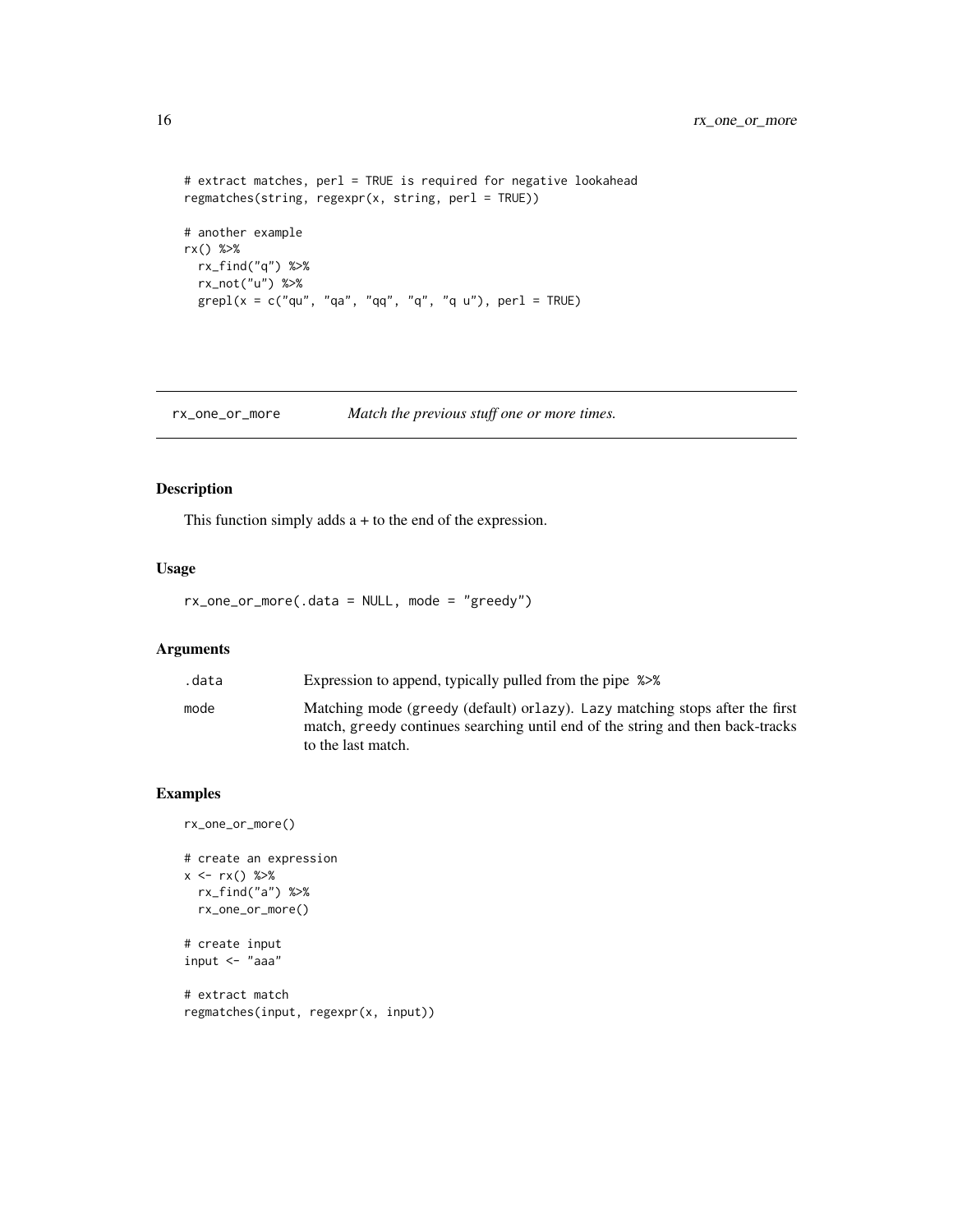```
# extract matches, perl = TRUE is required for negative lookahead
regmatches(string, regexpr(x, string, perl = TRUE))

# another example
rx() %>%
  rx_find("q") %>%
  rx_not("u") %>%
  grepl(x = c("qu", "qa", "qq", "q", "q u"), perl = TRUE)
```

---

## rx_one_or_more — *Match the previous stuff one or more times.*

---

### Description

This function simply adds a + to the end of the expression.

### Usage

```
rx_one_or_more(.data = NULL, mode = "greedy")
```

### Arguments

| | |
|---|---|
| `.data` | Expression to append, typically pulled from the pipe `%>%` |
| `mode` | Matching mode (`greedy` (default) or`lazy`). `Lazy` matching stops after the first match, `greedy` continues searching until end of the string and then back-tracks to the last match. |

### Examples

```
rx_one_or_more()

# create an expression
x <- rx() %>%
  rx_find("a") %>%
  rx_one_or_more()

# create input
input <- "aaa"

# extract match
regmatches(input, regexpr(x, input))
```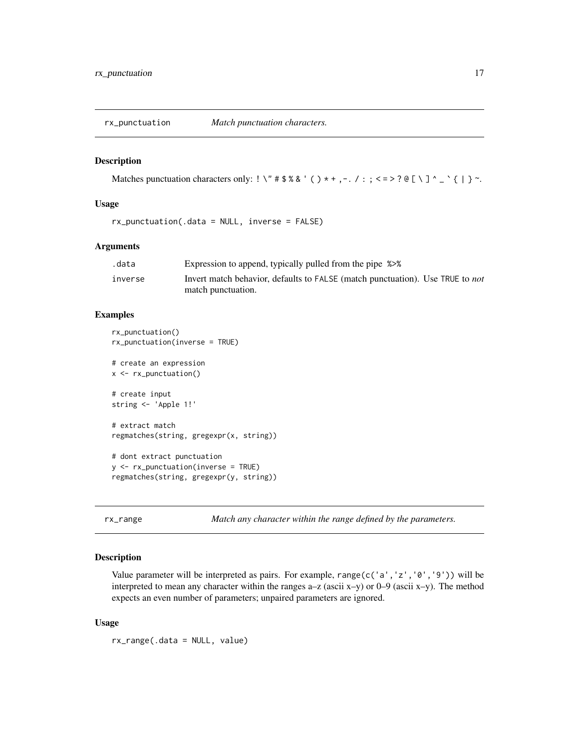## rx_punctuation *Match punctuation characters.*

### Description

Matches punctuation characters only: ! \" # $ % & ' ( ) * + ,-. / : ; < = > ? @ [ \ ] ^ _ ` { | } ~.

### Usage

```
rx_punctuation(.data = NULL, inverse = FALSE)
```

### Arguments

| | |
|---|---|
| .data | Expression to append, typically pulled from the pipe %>% |
| inverse | Invert match behavior, defaults to FALSE (match punctuation). Use TRUE to *not* match punctuation. |

### Examples

```
rx_punctuation()
rx_punctuation(inverse = TRUE)

# create an expression
x <- rx_punctuation()

# create input
string <- 'Apple 1!'

# extract match
regmatches(string, gregexpr(x, string))

# dont extract punctuation
y <- rx_punctuation(inverse = TRUE)
regmatches(string, gregexpr(y, string))
```

## rx_range *Match any character within the range defined by the parameters.*

### Description

Value parameter will be interpreted as pairs. For example, range(c('a','z','0','9')) will be interpreted to mean any character within the ranges a–z (ascii x–y) or 0–9 (ascii x–y). The method expects an even number of parameters; unpaired parameters are ignored.

### Usage

```
rx_range(.data = NULL, value)
```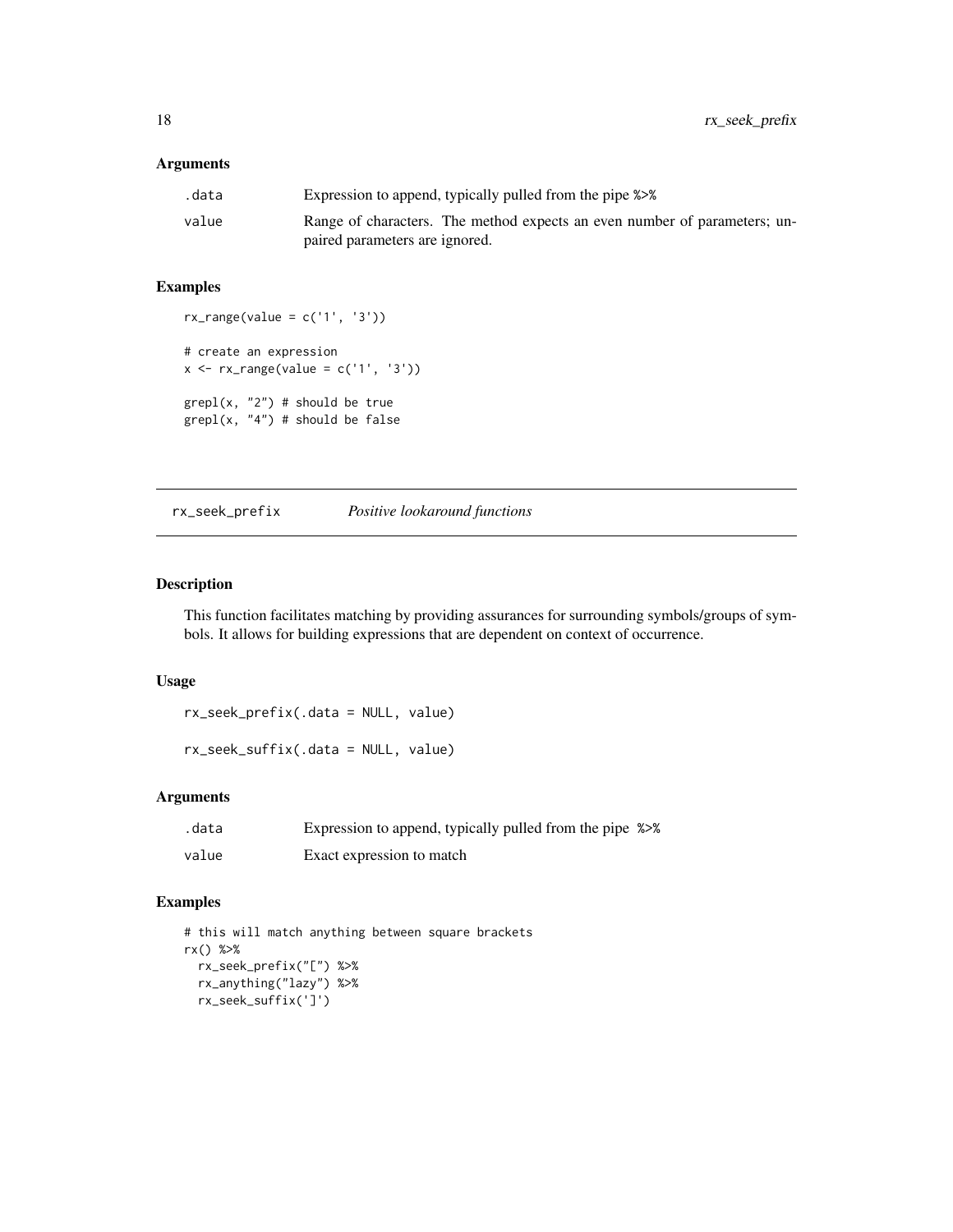### Arguments

| | |
|---|---|
| .data | Expression to append, typically pulled from the pipe %>% |
| value | Range of characters. The method expects an even number of parameters; unpaired parameters are ignored. |

### Examples

```
rx_range(value = c('1', '3'))

# create an expression
x <- rx_range(value = c('1', '3'))

grepl(x, "2") # should be true
grepl(x, "4") # should be false
```

---

## rx_seek_prefix    *Positive lookaround functions*

---

### Description

This function facilitates matching by providing assurances for surrounding symbols/groups of symbols. It allows for building expressions that are dependent on context of occurrence.

### Usage

```
rx_seek_prefix(.data = NULL, value)

rx_seek_suffix(.data = NULL, value)
```

### Arguments

| | |
|---|---|
| .data | Expression to append, typically pulled from the pipe %>% |
| value | Exact expression to match |

### Examples

```
# this will match anything between square brackets
rx() %>%
  rx_seek_prefix("[") %>%
  rx_anything("lazy") %>%
  rx_seek_suffix(']')
```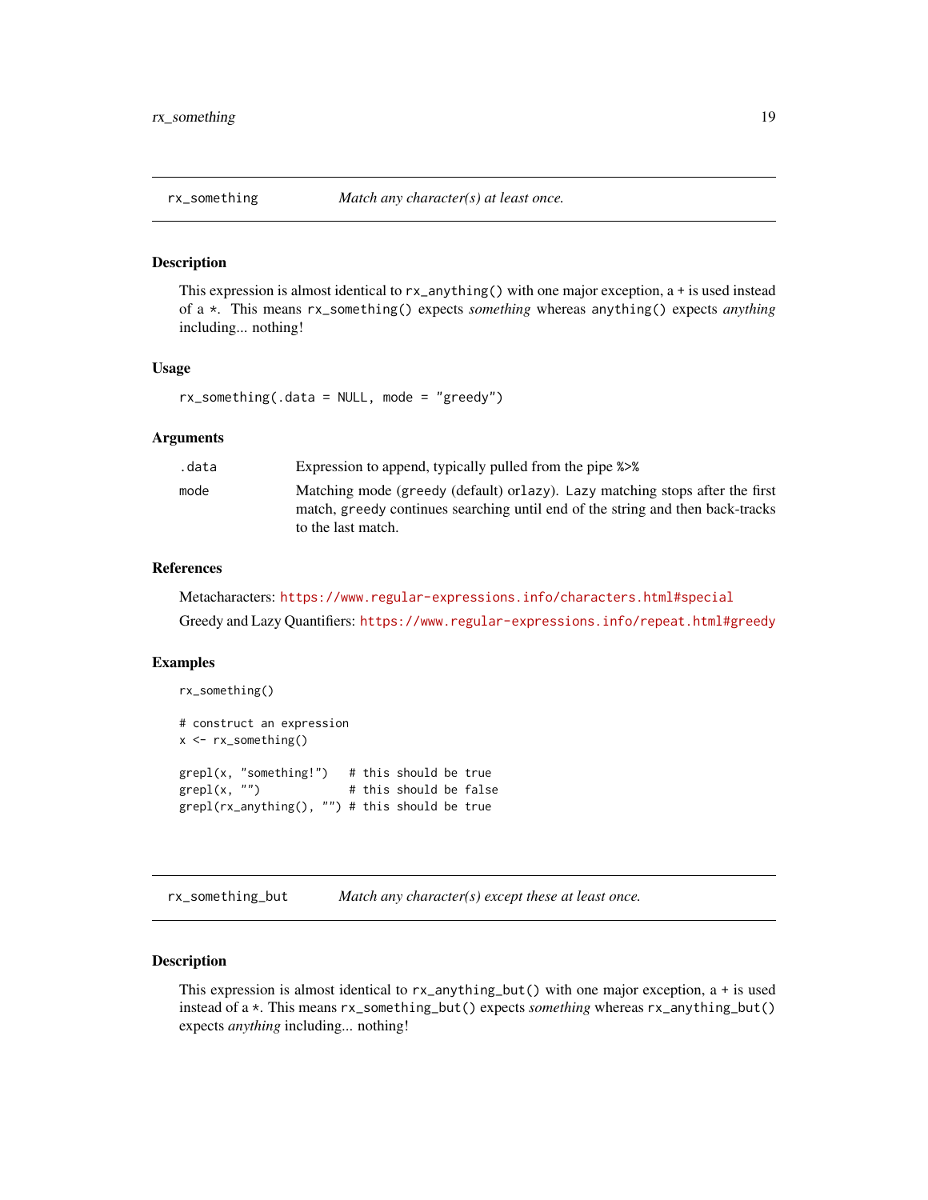## rx_something — *Match any character(s) at least once.*

### Description

This expression is almost identical to `rx_anything()` with one major exception, a `+` is used instead of a `*`. This means `rx_something()` expects *something* whereas `anything()` expects *anything* including... nothing!

### Usage

```
rx_something(.data = NULL, mode = "greedy")
```

### Arguments

| | |
|---|---|
| `.data` | Expression to append, typically pulled from the pipe `%>%` |
| `mode` | Matching mode (`greedy` (default) or`lazy`). `Lazy` matching stops after the first match, `greedy` continues searching until end of the string and then back-tracks to the last match. |

### References

Metacharacters: https://www.regular-expressions.info/characters.html#special

Greedy and Lazy Quantifiers: https://www.regular-expressions.info/repeat.html#greedy

### Examples

```
rx_something()

# construct an expression
x <- rx_something()

grepl(x, "something!")   # this should be true
grepl(x, "")             # this should be false
grepl(rx_anything(), "") # this should be true
```

## rx_something_but — *Match any character(s) except these at least once.*

### Description

This expression is almost identical to `rx_anything_but()` with one major exception, a `+` is used instead of a `*`. This means `rx_something_but()` expects *something* whereas `rx_anything_but()` expects *anything* including... nothing!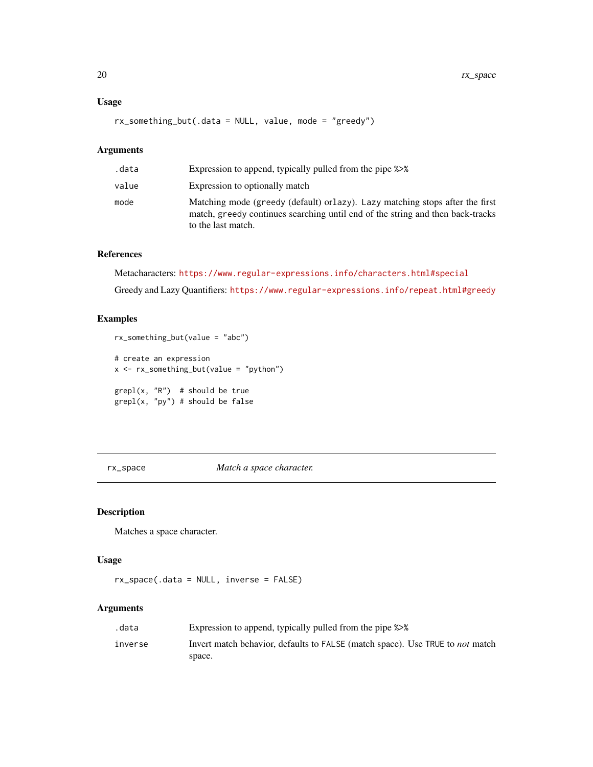### Usage

```
rx_something_but(.data = NULL, value, mode = "greedy")
```

### Arguments

| | |
|---|---|
| `.data` | Expression to append, typically pulled from the pipe `%>%` |
| `value` | Expression to optionally match |
| `mode` | Matching mode (`greedy` (default) or`lazy`). `Lazy` matching stops after the first match, `greedy` continues searching until end of the string and then back-tracks to the last match. |

### References

Metacharacters: https://www.regular-expressions.info/characters.html#special

Greedy and Lazy Quantifiers: https://www.regular-expressions.info/repeat.html#greedy

### Examples

```
rx_something_but(value = "abc")

# create an expression
x <- rx_something_but(value = "python")

grepl(x, "R")  # should be true
grepl(x, "py") # should be false
```

---

## rx_space — *Match a space character.*

### Description

Matches a space character.

### Usage

```
rx_space(.data = NULL, inverse = FALSE)
```

### Arguments

| | |
|---|---|
| `.data` | Expression to append, typically pulled from the pipe `%>%` |
| `inverse` | Invert match behavior, defaults to `FALSE` (match space). Use `TRUE` to *not* match space. |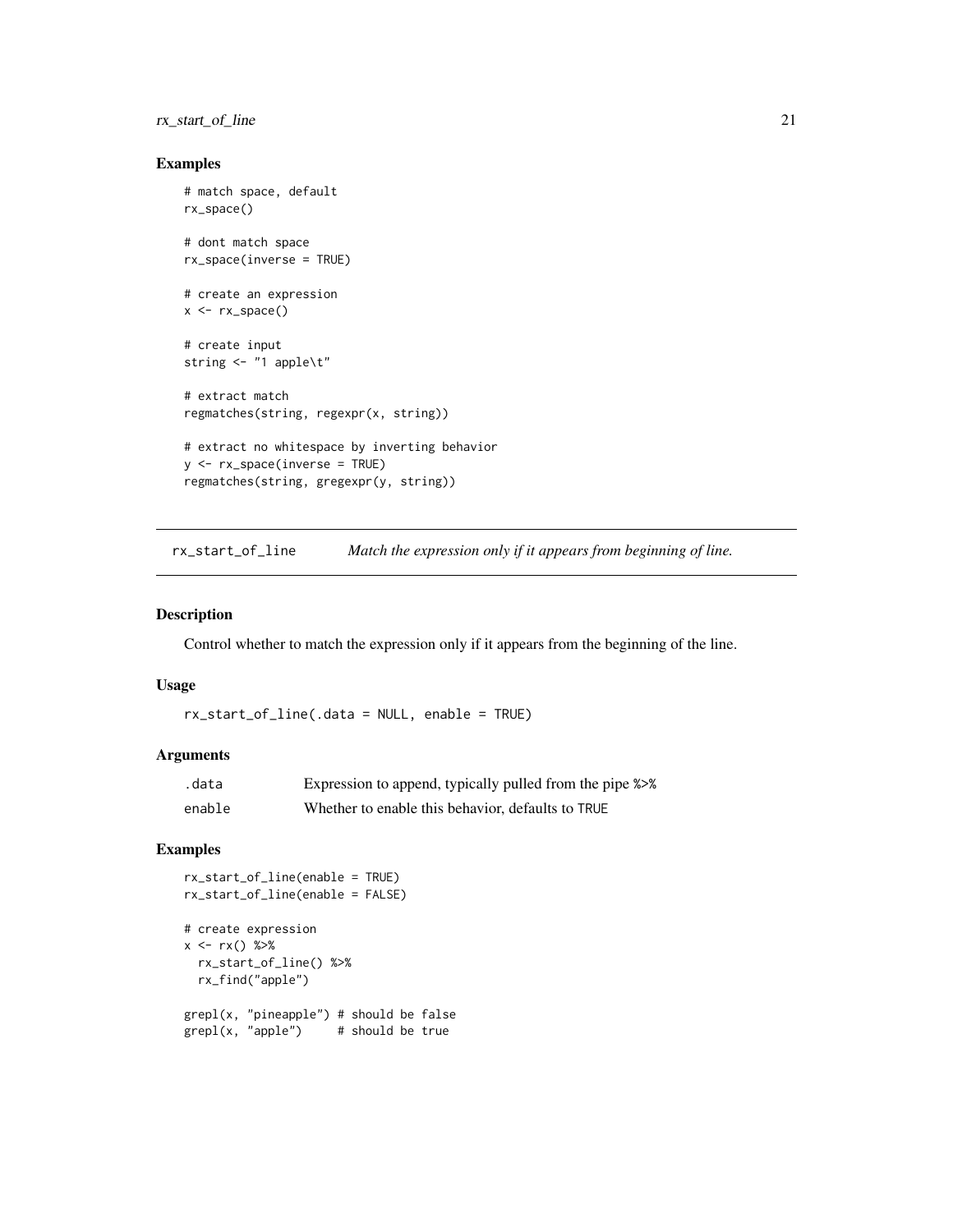## Examples

```
# match space, default
rx_space()

# dont match space
rx_space(inverse = TRUE)

# create an expression
x <- rx_space()

# create input
string <- "1 apple\t"

# extract match
regmatches(string, regexpr(x, string))

# extract no whitespace by inverting behavior
y <- rx_space(inverse = TRUE)
regmatches(string, gregexpr(y, string))
```

---

# rx_start_of_line — *Match the expression only if it appears from beginning of line.*

---

## Description

Control whether to match the expression only if it appears from the beginning of the line.

## Usage

```
rx_start_of_line(.data = NULL, enable = TRUE)
```

## Arguments

| | |
|---|---|
| `.data` | Expression to append, typically pulled from the pipe `%>%` |
| `enable` | Whether to enable this behavior, defaults to `TRUE` |

## Examples

```
rx_start_of_line(enable = TRUE)
rx_start_of_line(enable = FALSE)

# create expression
x <- rx() %>%
  rx_start_of_line() %>%
  rx_find("apple")

grepl(x, "pineapple") # should be false
grepl(x, "apple")     # should be true
```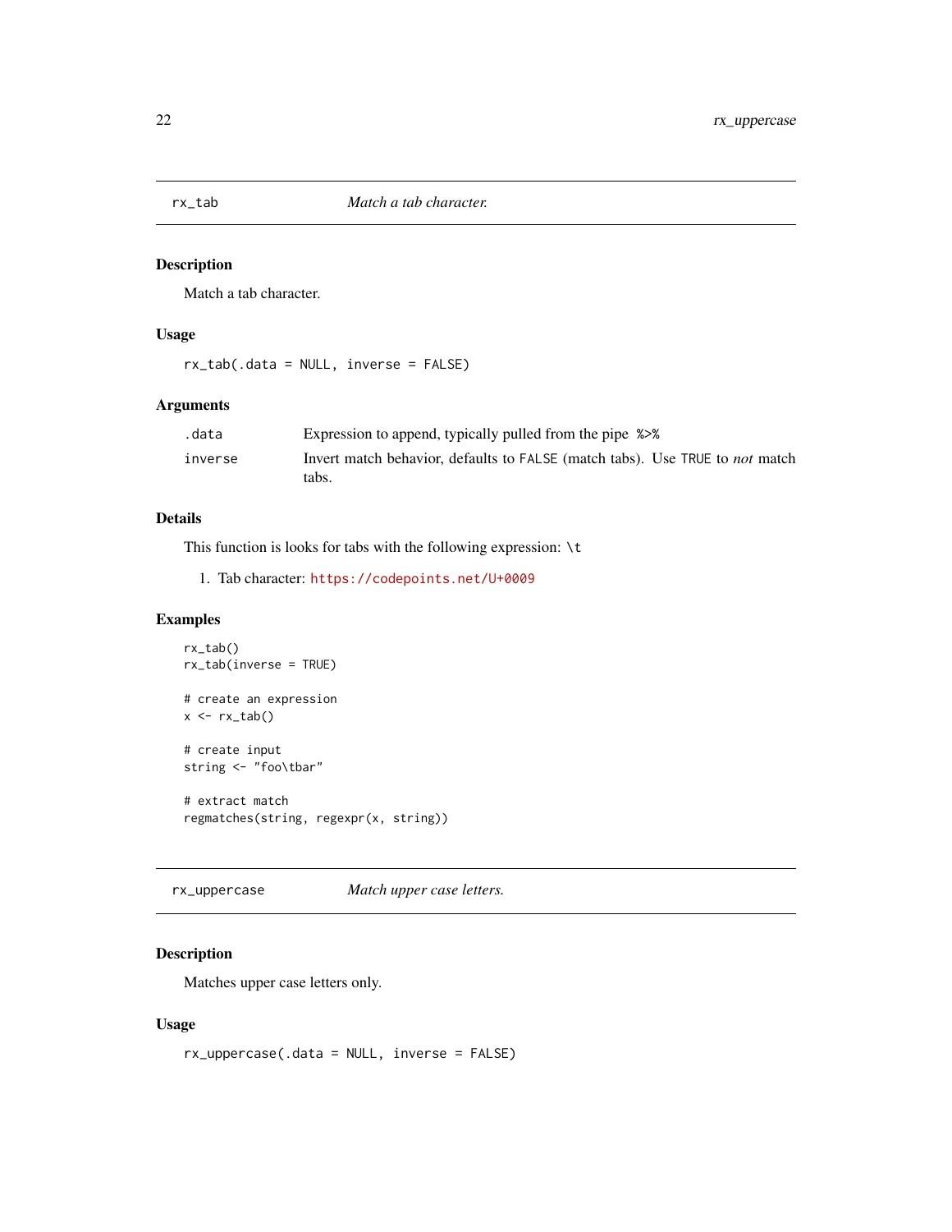## rx_tab — *Match a tab character.*

### Description

Match a tab character.

### Usage

```
rx_tab(.data = NULL, inverse = FALSE)
```

### Arguments

| | |
|---|---|
| `.data` | Expression to append, typically pulled from the pipe `%>%` |
| `inverse` | Invert match behavior, defaults to `FALSE` (match tabs). Use `TRUE` to *not* match tabs. |

### Details

This function is looks for tabs with the following expression: `\t`

1. Tab character: https://codepoints.net/U+0009

### Examples

```
rx_tab()
rx_tab(inverse = TRUE)

# create an expression
x <- rx_tab()

# create input
string <- "foo\tbar"

# extract match
regmatches(string, regexpr(x, string))
```

## rx_uppercase — *Match upper case letters.*

### Description

Matches upper case letters only.

### Usage

```
rx_uppercase(.data = NULL, inverse = FALSE)
```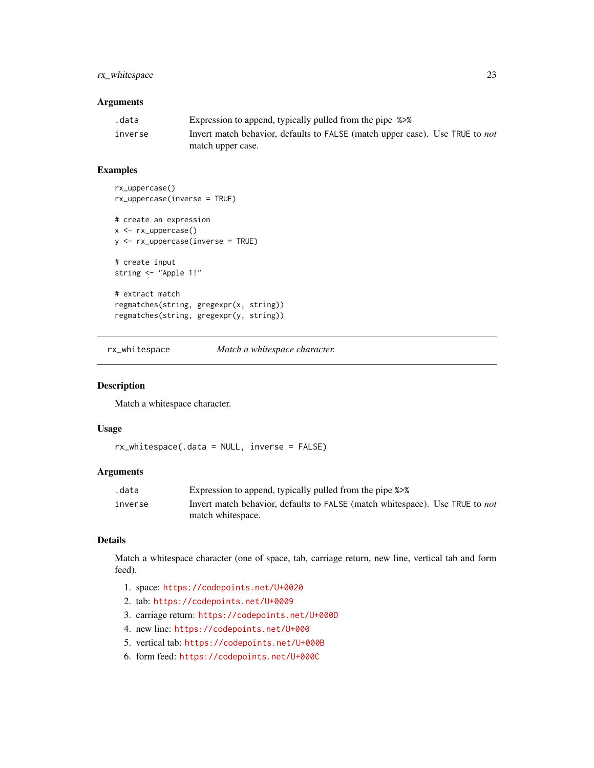### Arguments

| | |
|---|---|
| .data | Expression to append, typically pulled from the pipe %>% |
| inverse | Invert match behavior, defaults to FALSE (match upper case). Use TRUE to *not* match upper case. |

### Examples

```
rx_uppercase()
rx_uppercase(inverse = TRUE)

# create an expression
x <- rx_uppercase()
y <- rx_uppercase(inverse = TRUE)

# create input
string <- "Apple 1!"

# extract match
regmatches(string, gregexpr(x, string))
regmatches(string, gregexpr(y, string))
```

---

## rx_whitespace &emsp; *Match a whitespace character.*

---

### Description

Match a whitespace character.

### Usage

```
rx_whitespace(.data = NULL, inverse = FALSE)
```

### Arguments

| | |
|---|---|
| .data | Expression to append, typically pulled from the pipe %>% |
| inverse | Invert match behavior, defaults to FALSE (match whitespace). Use TRUE to *not* match whitespace. |

### Details

Match a whitespace character (one of space, tab, carriage return, new line, vertical tab and form feed).

1. space: https://codepoints.net/U+0020
2. tab: https://codepoints.net/U+0009
3. carriage return: https://codepoints.net/U+000D
4. new line: https://codepoints.net/U+000
5. vertical tab: https://codepoints.net/U+000B
6. form feed: https://codepoints.net/U+000C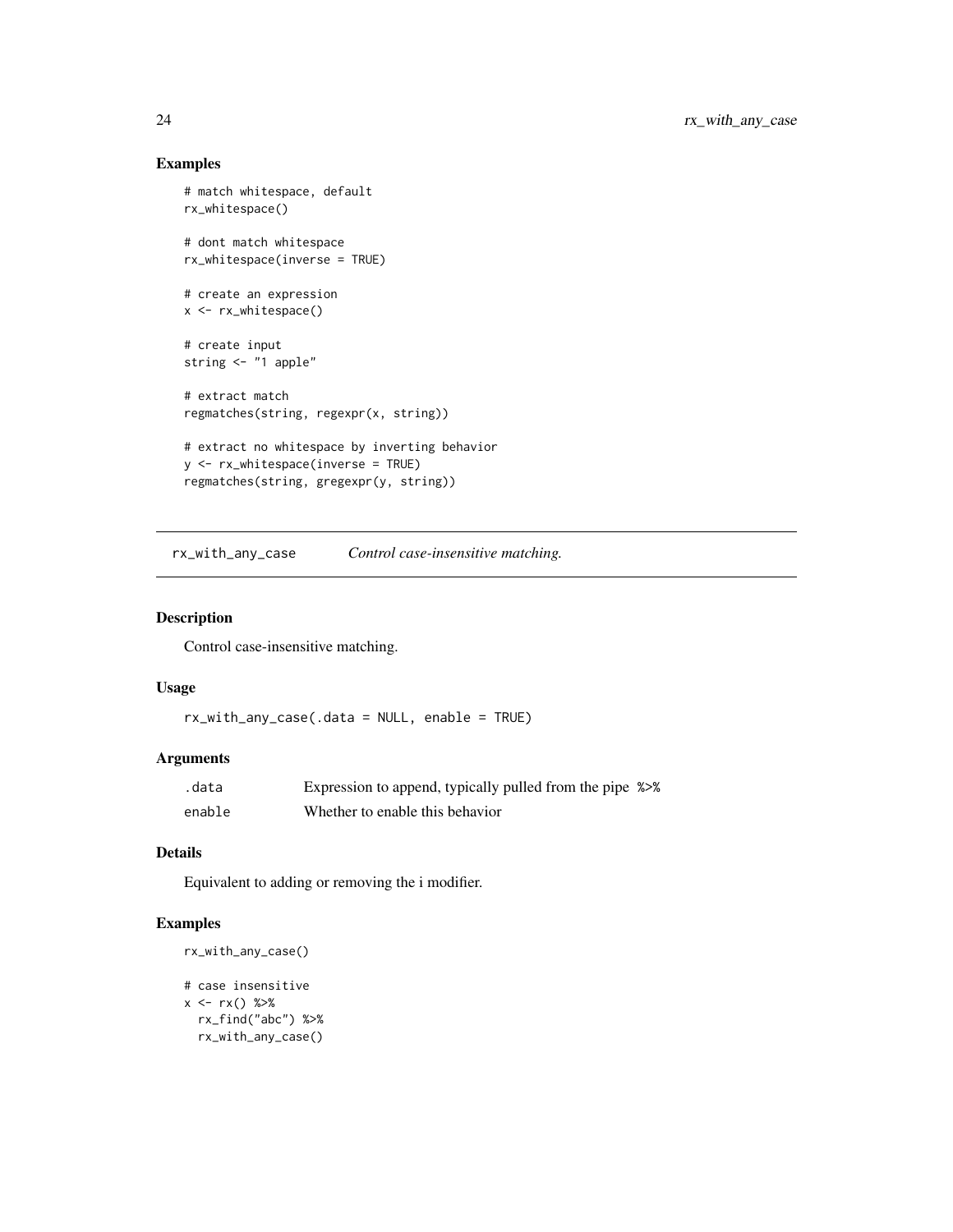## Examples

```
# match whitespace, default
rx_whitespace()

# dont match whitespace
rx_whitespace(inverse = TRUE)

# create an expression
x <- rx_whitespace()

# create input
string <- "1 apple"

# extract match
regmatches(string, regexpr(x, string))

# extract no whitespace by inverting behavior
y <- rx_whitespace(inverse = TRUE)
regmatches(string, gregexpr(y, string))
```

---

# rx_with_any_case — *Control case-insensitive matching.*

---

## Description

Control case-insensitive matching.

## Usage

```
rx_with_any_case(.data = NULL, enable = TRUE)
```

## Arguments

| | |
|---|---|
| `.data` | Expression to append, typically pulled from the pipe `%>%` |
| `enable` | Whether to enable this behavior |

## Details

Equivalent to adding or removing the i modifier.

## Examples

```
rx_with_any_case()

# case insensitive
x <- rx() %>%
  rx_find("abc") %>%
  rx_with_any_case()
```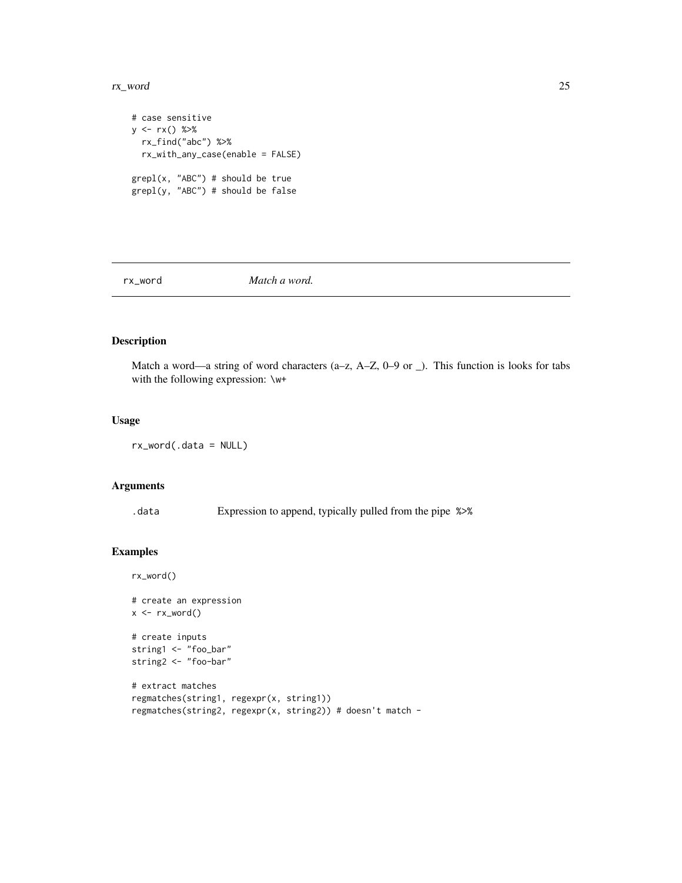```
# case sensitive
y <- rx() %>%
  rx_find("abc") %>%
  rx_with_any_case(enable = FALSE)

grepl(x, "ABC") # should be true
grepl(y, "ABC") # should be false
```

## rx_word — *Match a word.*

### Description

Match a word—a string of word characters (a–z, A–Z, 0–9 or _). This function is looks for tabs with the following expression: `\w+`

### Usage

```
rx_word(.data = NULL)
```

### Arguments

| | |
|---|---|
| `.data` | Expression to append, typically pulled from the pipe `%>%` |

### Examples

```
rx_word()

# create an expression
x <- rx_word()

# create inputs
string1 <- "foo_bar"
string2 <- "foo-bar"

# extract matches
regmatches(string1, regexpr(x, string1))
regmatches(string2, regexpr(x, string2)) # doesn't match -
```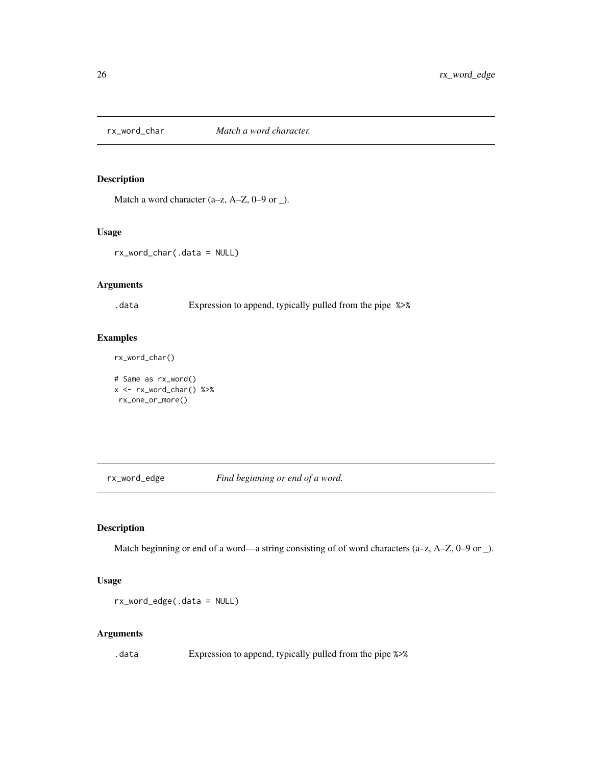## rx_word_char — *Match a word character.*

### Description

Match a word character (a–z, A–Z, 0–9 or _).

### Usage

```
rx_word_char(.data = NULL)
```

### Arguments

| | |
|---|---|
| `.data` | Expression to append, typically pulled from the pipe `%>%` |

### Examples

```
rx_word_char()

# Same as rx_word()
x <- rx_word_char() %>%
 rx_one_or_more()
```

## rx_word_edge — *Find beginning or end of a word.*

### Description

Match beginning or end of a word—a string consisting of of word characters (a–z, A–Z, 0–9 or _).

### Usage

```
rx_word_edge(.data = NULL)
```

### Arguments

| | |
|---|---|
| `.data` | Expression to append, typically pulled from the pipe `%>%` |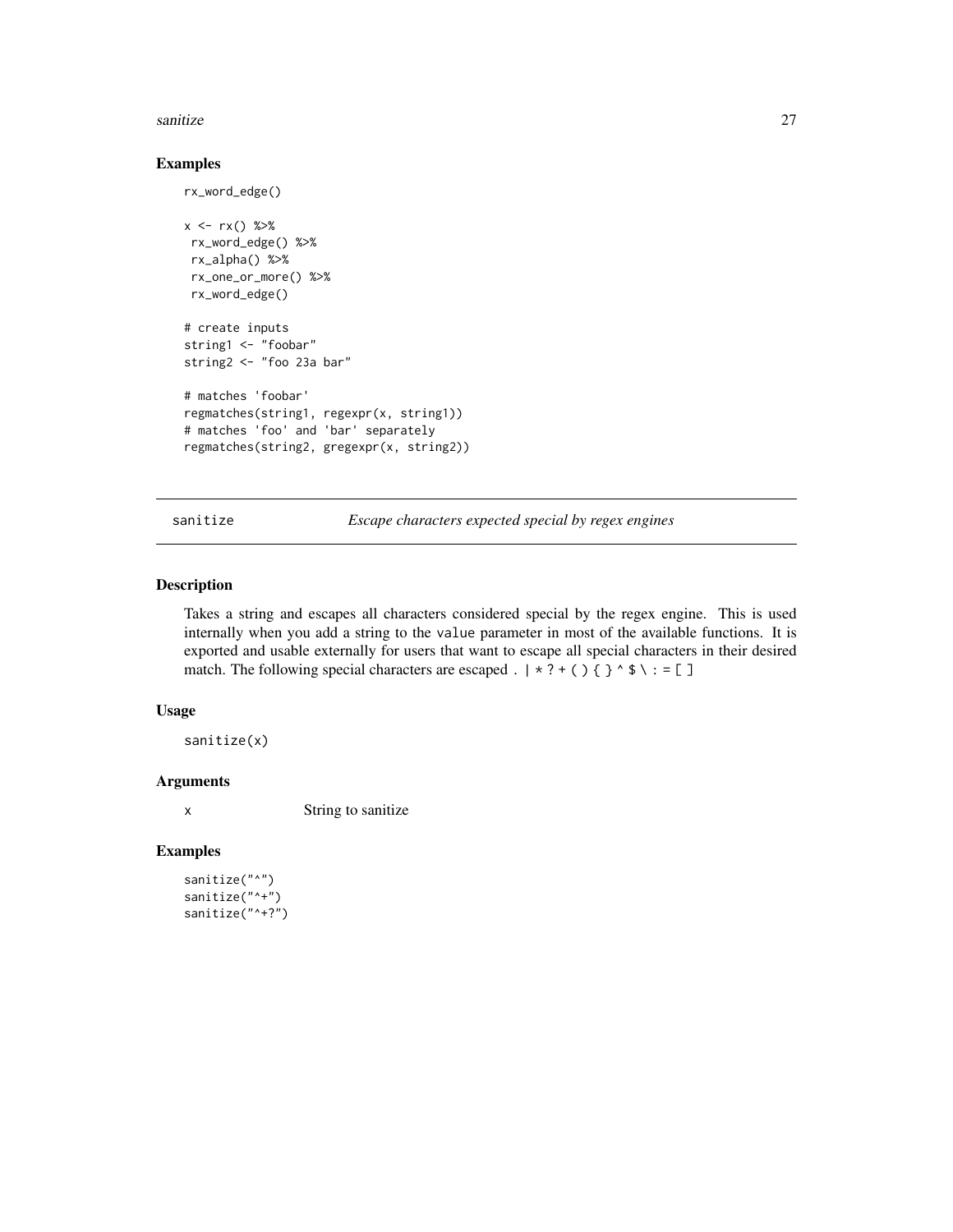### Examples

```
rx_word_edge()

x <- rx() %>%
 rx_word_edge() %>%
 rx_alpha() %>%
 rx_one_or_more() %>%
 rx_word_edge()

# create inputs
string1 <- "foobar"
string2 <- "foo 23a bar"

# matches 'foobar'
regmatches(string1, regexpr(x, string1))
# matches 'foo' and 'bar' separately
regmatches(string2, gregexpr(x, string2))
```

---

## sanitize — *Escape characters expected special by regex engines*

---

### Description

Takes a string and escapes all characters considered special by the regex engine. This is used internally when you add a string to the `value` parameter in most of the available functions. It is exported and usable externally for users that want to escape all special characters in their desired match. The following special characters are escaped . | * ? + ( ) { } ^ $ \ : = [ ]

### Usage

```
sanitize(x)
```

### Arguments

| | |
|---|---|
| x | String to sanitize |

### Examples

```
sanitize("^")
sanitize("^+")
sanitize("^+?")
```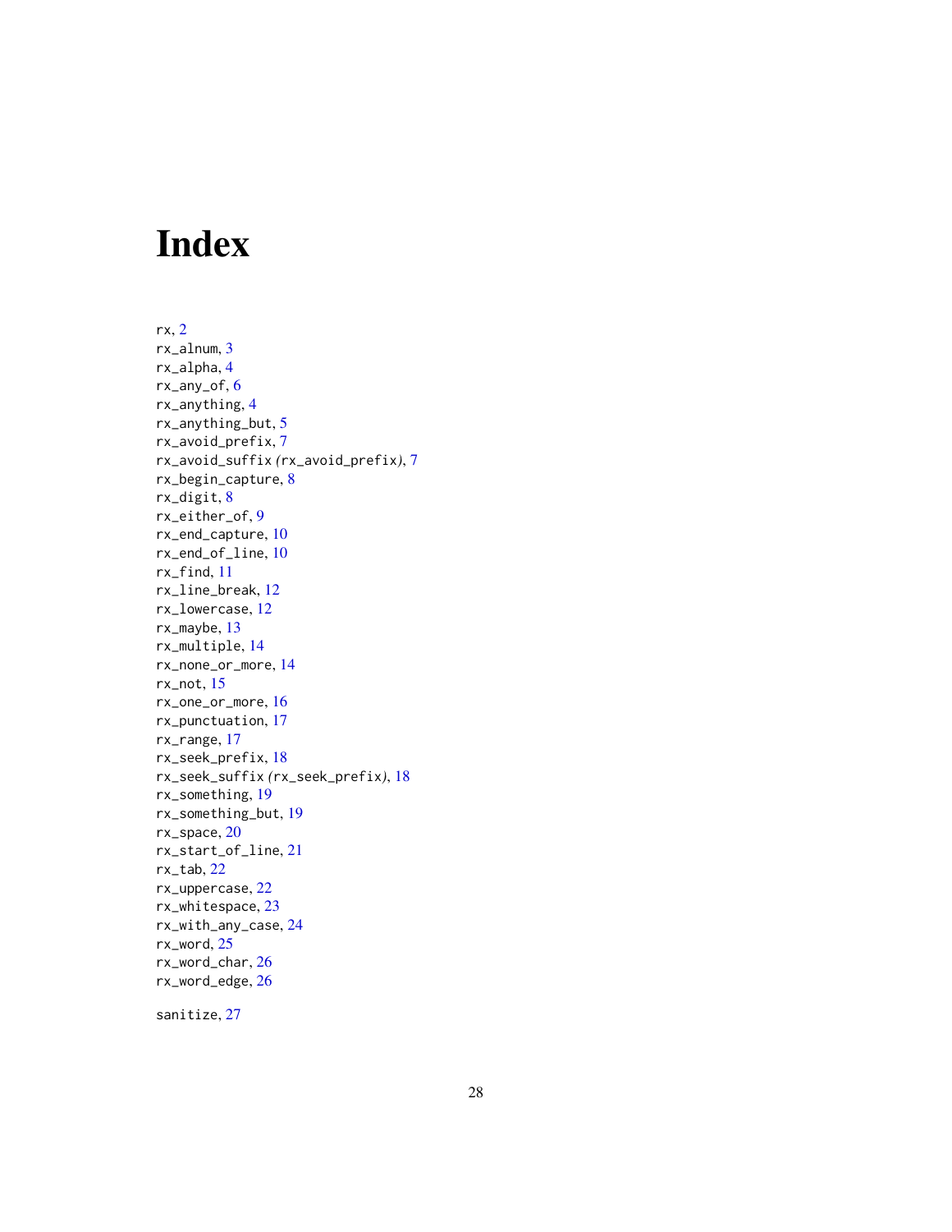# Index

rx, 2
rx_alnum, 3
rx_alpha, 4
rx_any_of, 6
rx_anything, 4
rx_anything_but, 5
rx_avoid_prefix, 7
rx_avoid_suffix (rx_avoid_prefix), 7
rx_begin_capture, 8
rx_digit, 8
rx_either_of, 9
rx_end_capture, 10
rx_end_of_line, 10
rx_find, 11
rx_line_break, 12
rx_lowercase, 12
rx_maybe, 13
rx_multiple, 14
rx_none_or_more, 14
rx_not, 15
rx_one_or_more, 16
rx_punctuation, 17
rx_range, 17
rx_seek_prefix, 18
rx_seek_suffix (rx_seek_prefix), 18
rx_something, 19
rx_something_but, 19
rx_space, 20
rx_start_of_line, 21
rx_tab, 22
rx_uppercase, 22
rx_whitespace, 23
rx_with_any_case, 24
rx_word, 25
rx_word_char, 26
rx_word_edge, 26

sanitize, 27